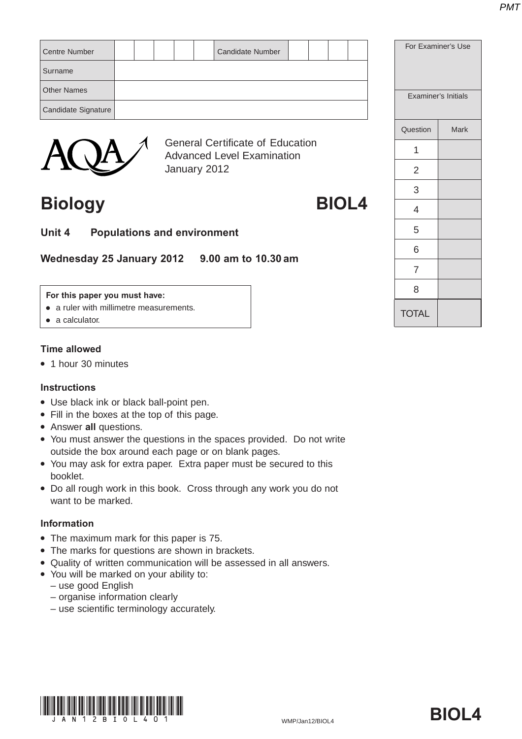| Centre Number | | | | | | Candidate Number | | | | |
|---|---|---|---|---|---|---|---|---|---|---|
| Surname | | | | | | | | | | |
| Other Names | | | | | | | | | | |
| Candidate Signature | | | | | | | | | | |

| For Examiner's Use | |
|---|---|
| Examiner's Initials | |
| **Question** | **Mark** |
| 1 | |
| 2 | |
| 3 | |
| 4 | |
| 5 | |
| 6 | |
| 7 | |
| 8 | |
| TOTAL | |

General Certificate of Education
Advanced Level Examination
January 2012

# Biology BIOL4

## Unit 4 Populations and environment

**Wednesday 25 January 2012 9.00 am to 10.30 am**

**For this paper you must have:**
- a ruler with millimetre measurements.
- a calculator.

### Time allowed
- 1 hour 30 minutes

### Instructions
- Use black ink or black ball-point pen.
- Fill in the boxes at the top of this page.
- Answer **all** questions.
- You must answer the questions in the spaces provided. Do not write outside the box around each page or on blank pages.
- You may ask for extra paper. Extra paper must be secured to this booklet.
- Do all rough work in this book. Cross through any work you do not want to be marked.

### Information
- The maximum mark for this paper is 75.
- The marks for questions are shown in brackets.
- Quality of written communication will be assessed in all answers.
- You will be marked on your ability to:
  – use good English
  – organise information clearly
  – use scientific terminology accurately.

WMP/Jan12/BIOL4

**BIOL4**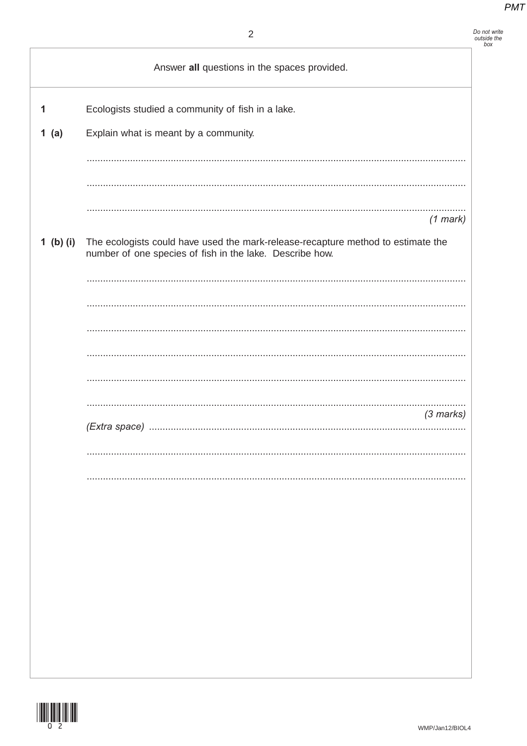Answer **all** questions in the spaces provided.

**1** Ecologists studied a community of fish in a lake.

**1 (a)** Explain what is meant by a community.

..........................................................................................................................................

..........................................................................................................................................

..........................................................................................................................................

*(1 mark)*

**1 (b) (i)** The ecologists could have used the mark-release-recapture method to estimate the number of one species of fish in the lake. Describe how.

..........................................................................................................................................

..........................................................................................................................................

..........................................................................................................................................

..........................................................................................................................................

..........................................................................................................................................

..........................................................................................................................................

*(3 marks)*

*(Extra space)* ..........................................................................................................

..........................................................................................................................................

..........................................................................................................................................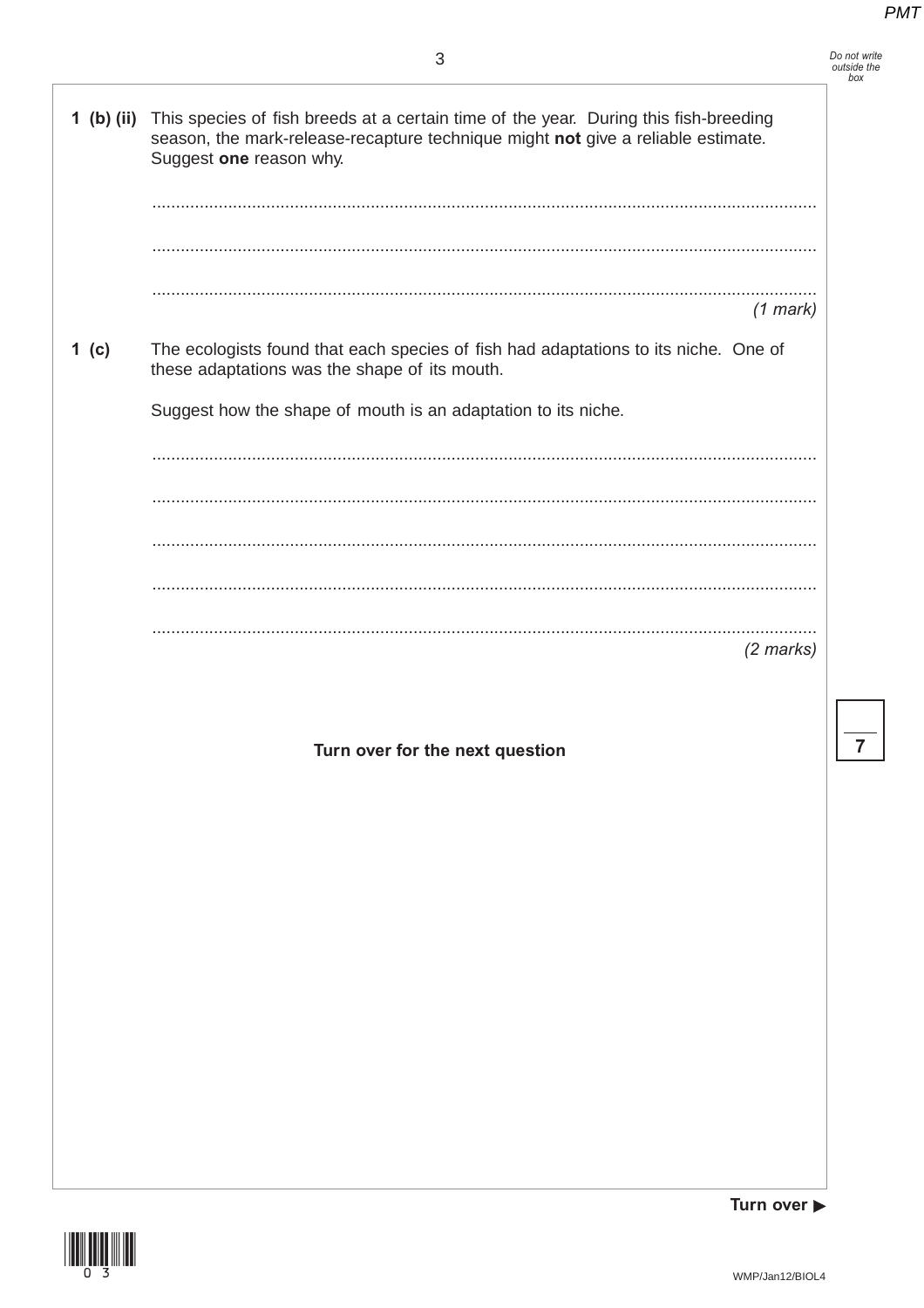**1 (b) (ii)** This species of fish breeds at a certain time of the year. During this fish-breeding season, the mark-release-recapture technique might **not** give a reliable estimate. Suggest **one** reason why.

.............................................................................................................................................

.............................................................................................................................................

.............................................................................................................................................

*(1 mark)*

**1 (c)** The ecologists found that each species of fish had adaptations to its niche. One of these adaptations was the shape of its mouth.

Suggest how the shape of mouth is an adaptation to its niche.

.............................................................................................................................................

.............................................................................................................................................

.............................................................................................................................................

.............................................................................................................................................

.............................................................................................................................................

*(2 marks)*

**Turn over for the next question**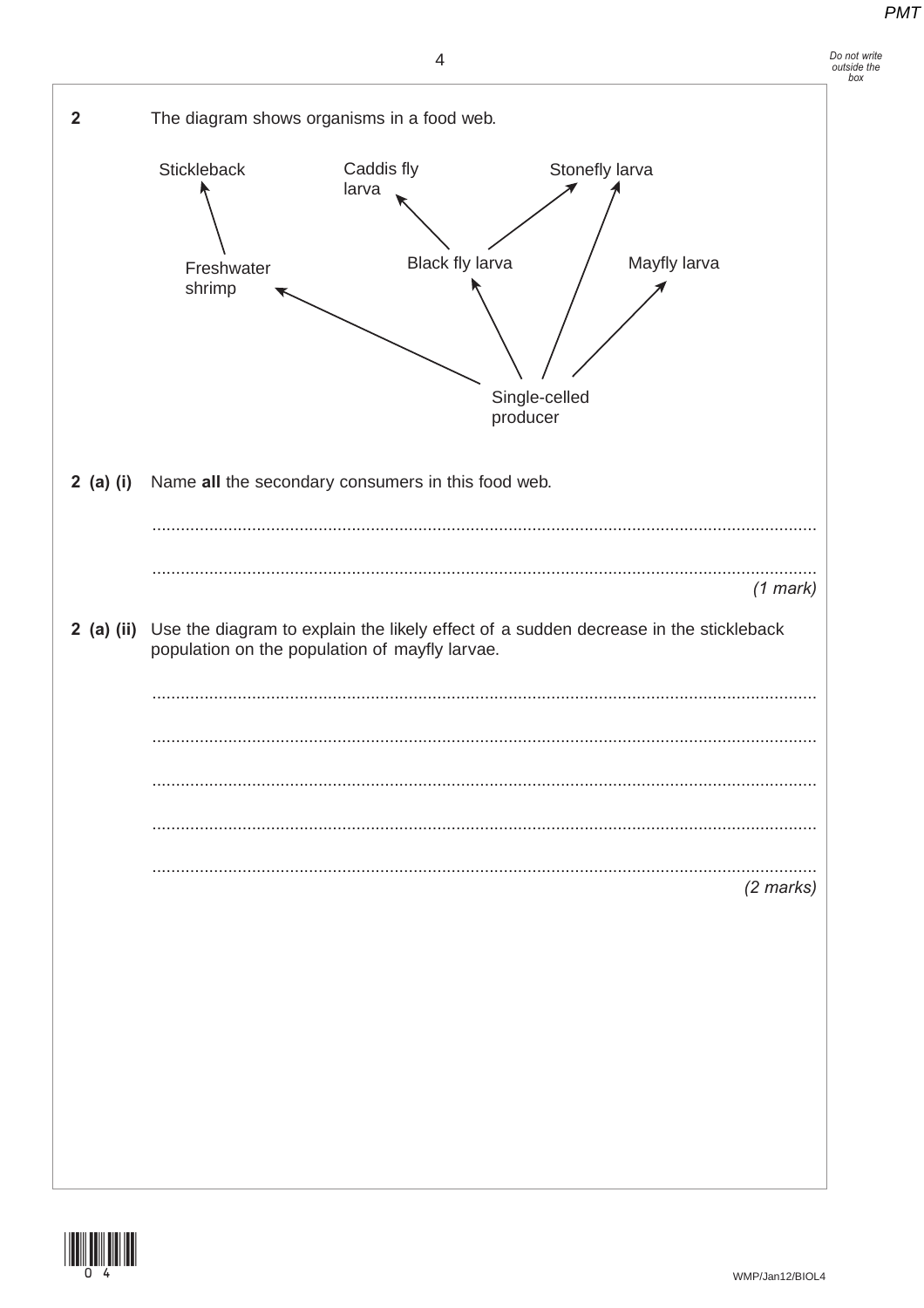**2** The diagram shows organisms in a food web.

**2 (a) (i)** Name **all** the secondary consumers in this food web.

.............................................................................................................................................

.............................................................................................................................................

*(1 mark)*

**2 (a) (ii)** Use the diagram to explain the likely effect of a sudden decrease in the stickleback population on the population of mayfly larvae.

.............................................................................................................................................

.............................................................................................................................................

.............................................................................................................................................

.............................................................................................................................................

.............................................................................................................................................

*(2 marks)*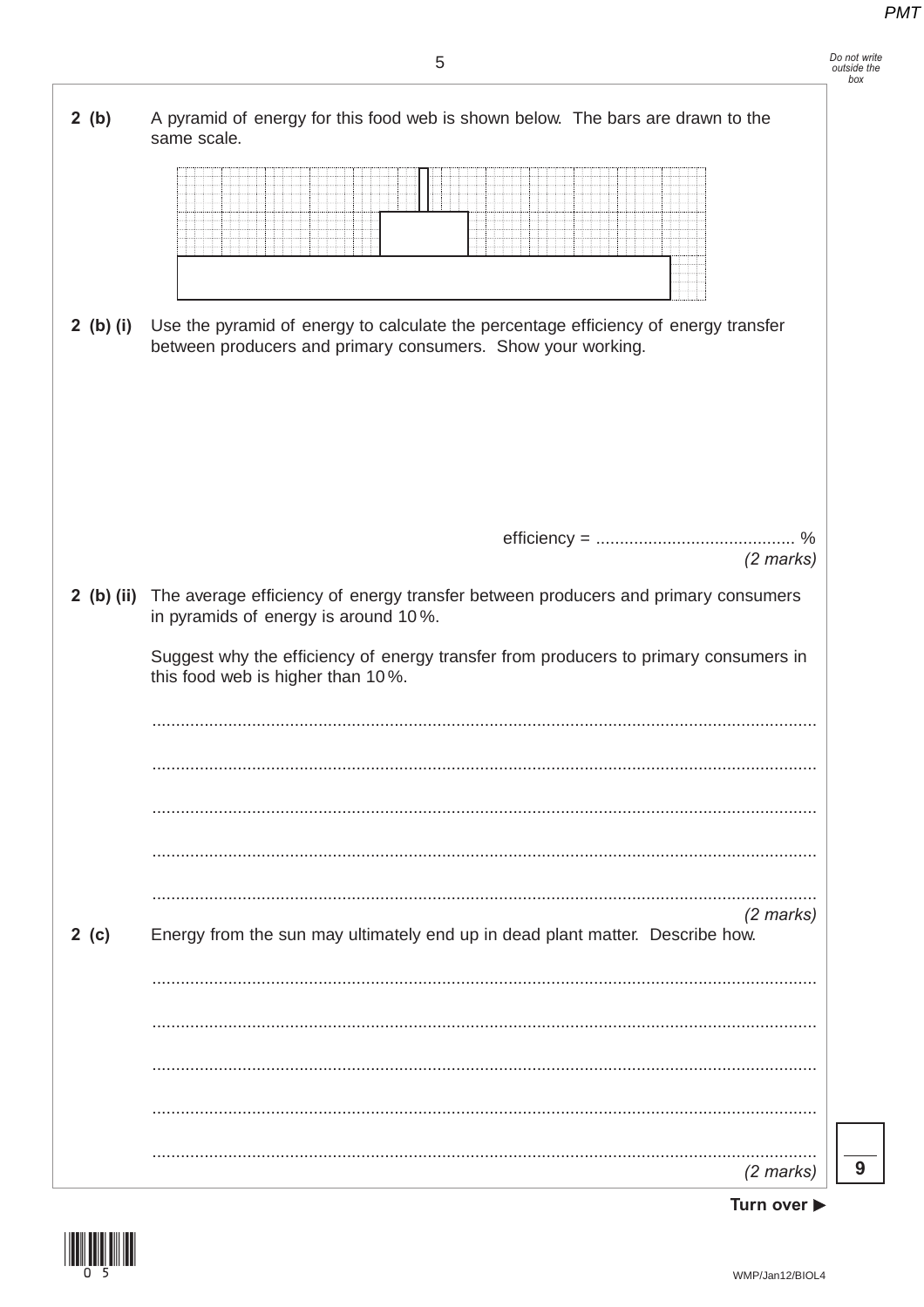**2 (b)** A pyramid of energy for this food web is shown below. The bars are drawn to the same scale.

**2 (b) (i)** Use the pyramid of energy to calculate the percentage efficiency of energy transfer between producers and primary consumers. Show your working.

efficiency = .......................................... %

*(2 marks)*

**2 (b) (ii)** The average efficiency of energy transfer between producers and primary consumers in pyramids of energy is around 10 %.

Suggest why the efficiency of energy transfer from producers to primary consumers in this food web is higher than 10 %.

.............................................................................................................................................

.............................................................................................................................................

.............................................................................................................................................

.............................................................................................................................................

.............................................................................................................................................

*(2 marks)*

**2 (c)** Energy from the sun may ultimately end up in dead plant matter. Describe how.

.............................................................................................................................................

.............................................................................................................................................

.............................................................................................................................................

.............................................................................................................................................

.............................................................................................................................................

*(2 marks)*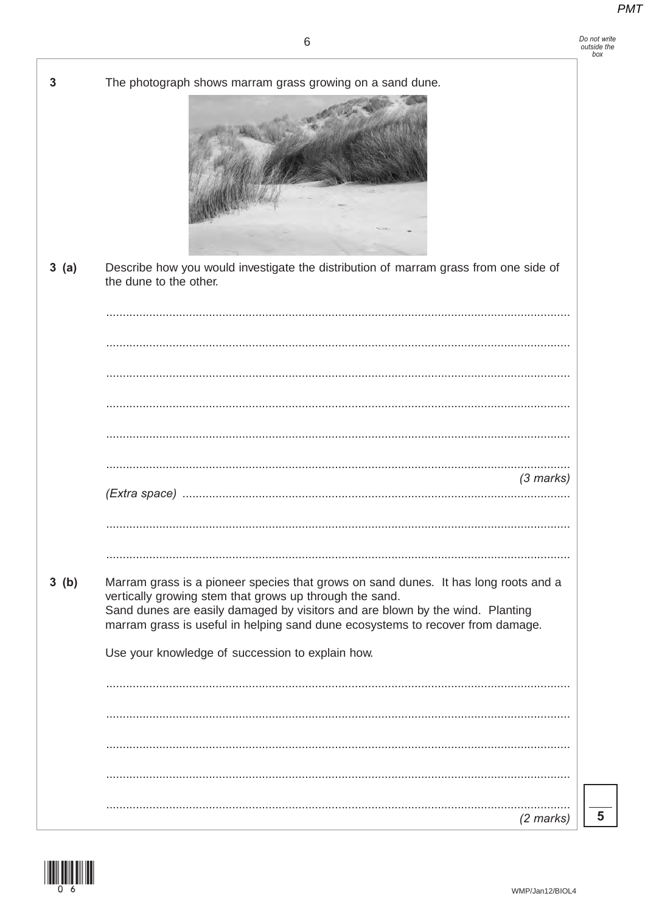**3** The photograph shows marram grass growing on a sand dune.

**3 (a)** Describe how you would investigate the distribution of marram grass from one side of the dune to the other.

.............................................................................................................................................

.............................................................................................................................................

.............................................................................................................................................

.............................................................................................................................................

.............................................................................................................................................

.............................................................................................................................................

*(3 marks)*

*(Extra space)* ..........................................................................................................................

.............................................................................................................................................

.............................................................................................................................................

**3 (b)** Marram grass is a pioneer species that grows on sand dunes. It has long roots and a vertically growing stem that grows up through the sand.
Sand dunes are easily damaged by visitors and are blown by the wind. Planting marram grass is useful in helping sand dune ecosystems to recover from damage.

Use your knowledge of succession to explain how.

.............................................................................................................................................

.............................................................................................................................................

.............................................................................................................................................

.............................................................................................................................................

.............................................................................................................................................

*(2 marks)*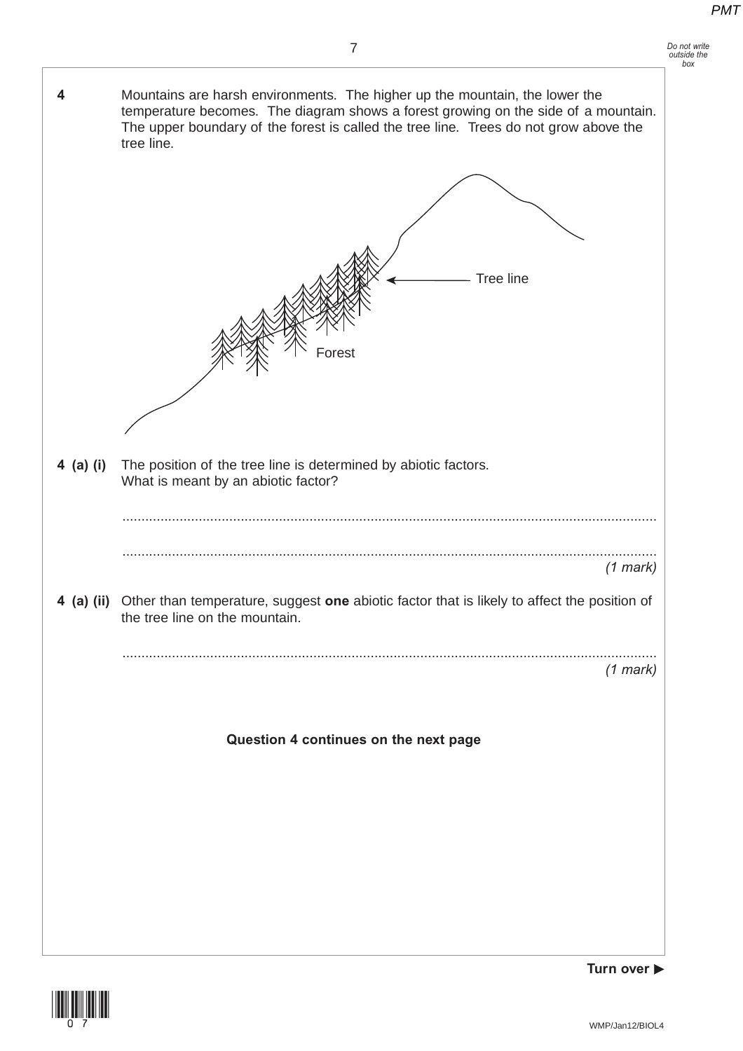**4** Mountains are harsh environments. The higher up the mountain, the lower the temperature becomes. The diagram shows a forest growing on the side of a mountain. The upper boundary of the forest is called the tree line. Trees do not grow above the tree line.

Tree line

Forest

**4 (a) (i)** The position of the tree line is determined by abiotic factors. What is meant by an abiotic factor?

...........................................................................................................................................

...........................................................................................................................................

*(1 mark)*

**4 (a) (ii)** Other than temperature, suggest **one** abiotic factor that is likely to affect the position of the tree line on the mountain.

...........................................................................................................................................

*(1 mark)*

**Question 4 continues on the next page**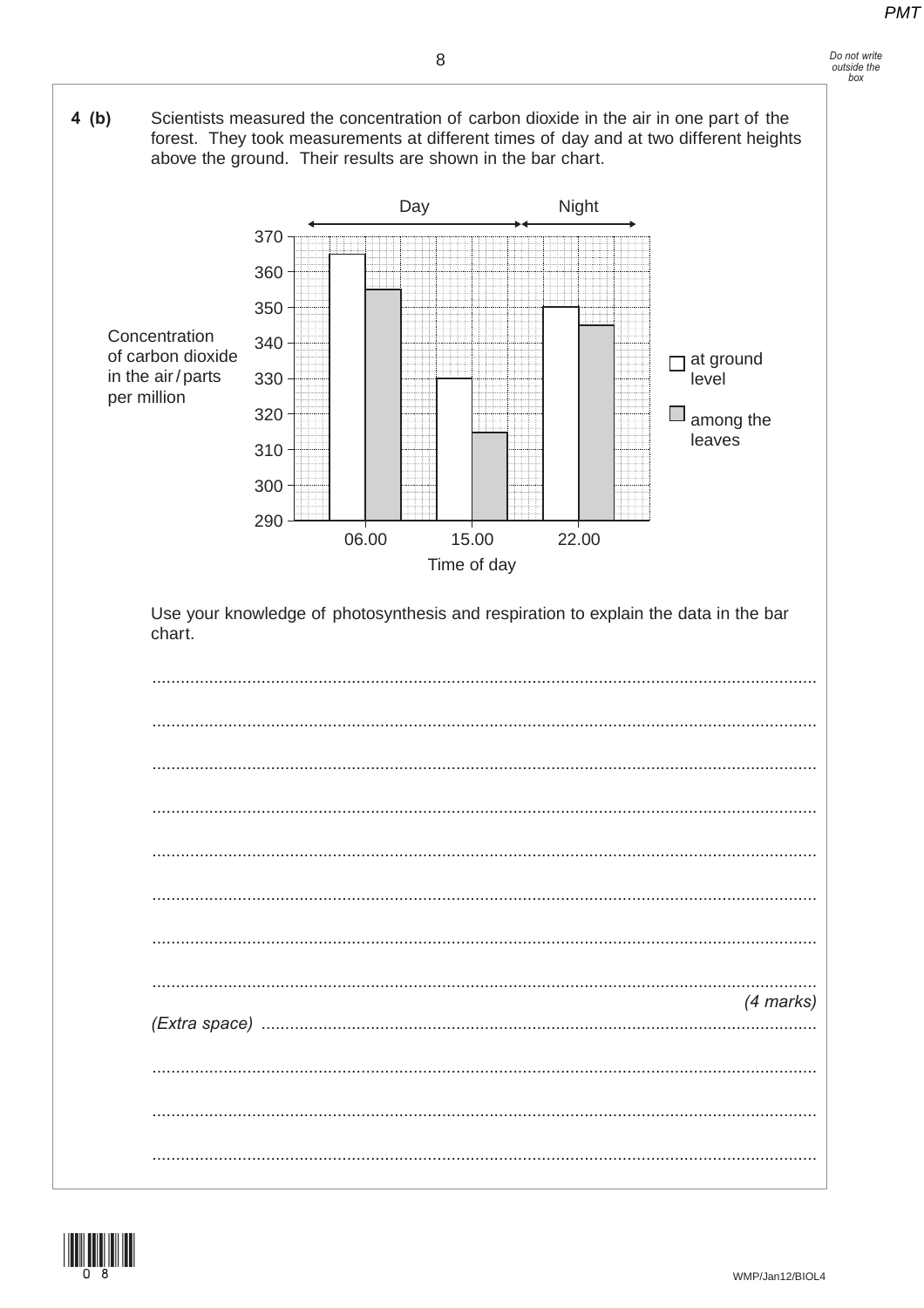**4 (b)** Scientists measured the concentration of carbon dioxide in the air in one part of the forest. They took measurements at different times of day and at two different heights above the ground. Their results are shown in the bar chart.

| Time of day | Concentration of carbon dioxide in the air / parts per million – at ground level | Concentration of carbon dioxide in the air / parts per million – among the leaves |
|---|---|---|
| 06.00 (Day) | 365 | 355 |
| 15.00 (Day) | 330 | 315 |
| 22.00 (Night) | 350 | 345 |

Use your knowledge of photosynthesis and respiration to explain the data in the bar chart.

..............................................................................................................................................

..............................................................................................................................................

..............................................................................................................................................

..............................................................................................................................................

..............................................................................................................................................

..............................................................................................................................................

..............................................................................................................................................

..............................................................................................................................................

*(4 marks)*

*(Extra space)* ..............................................................................................................

..............................................................................................................................................

..............................................................................................................................................

..............................................................................................................................................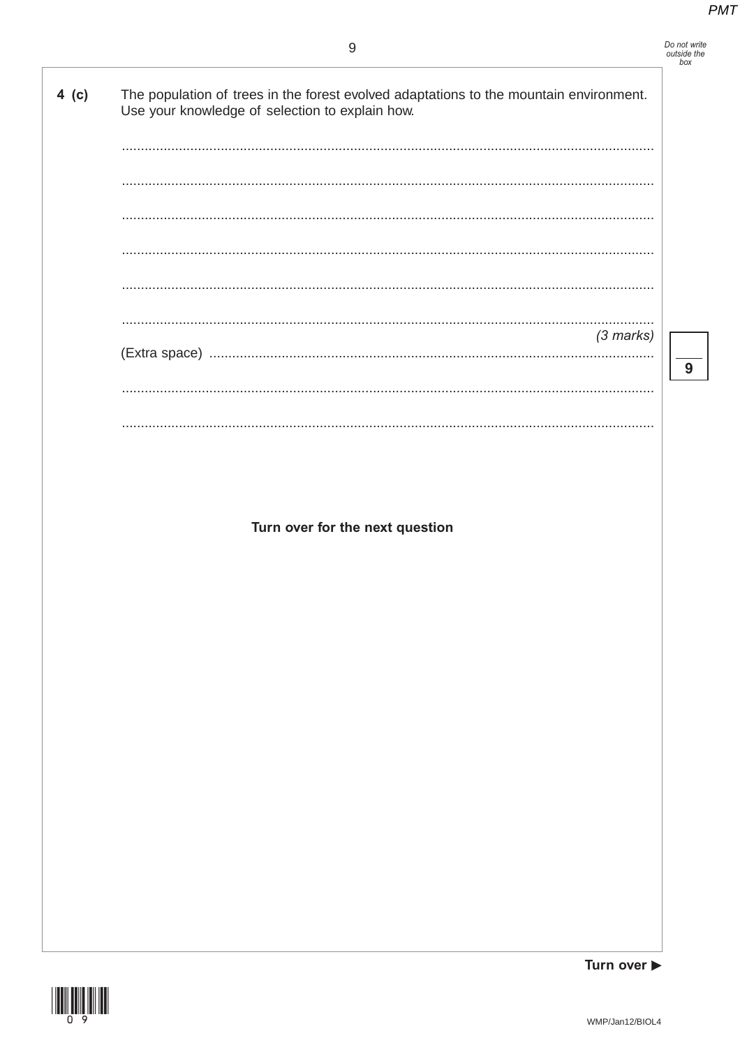**4 (c)** The population of trees in the forest evolved adaptations to the mountain environment. Use your knowledge of selection to explain how.

............................................................................................................................................

............................................................................................................................................

............................................................................................................................................

............................................................................................................................................

............................................................................................................................................

............................................................................................................................................

*(3 marks)*

(Extra space) ............................................................................................................

............................................................................................................................................

............................................................................................................................................

**Turn over for the next question**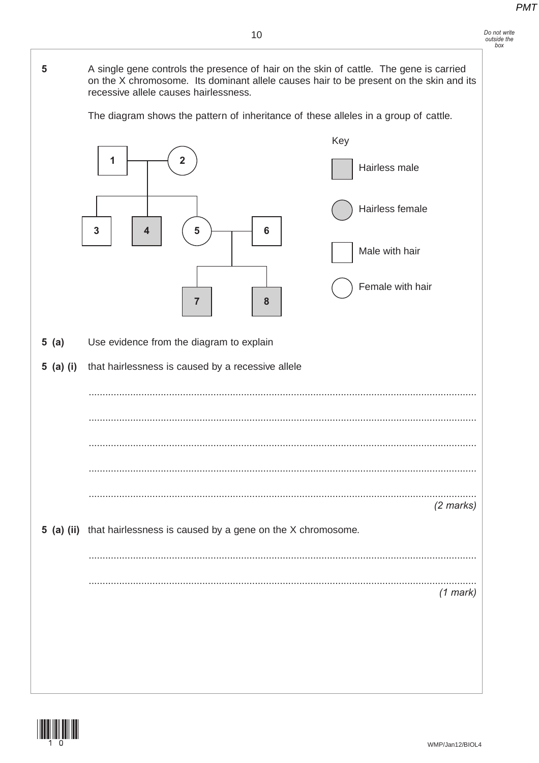**5** A single gene controls the presence of hair on the skin of cattle. The gene is carried on the X chromosome. Its dominant allele causes hair to be present on the skin and its recessive allele causes hairlessness.

The diagram shows the pattern of inheritance of these alleles in a group of cattle.

Key

- Hairless male
- Hairless female
- Male with hair
- Female with hair

**5 (a)** Use evidence from the diagram to explain

**5 (a) (i)** that hairlessness is caused by a recessive allele

..........................................................................................................................................

..........................................................................................................................................

..........................................................................................................................................

..........................................................................................................................................

..........................................................................................................................................

*(2 marks)*

**5 (a) (ii)** that hairlessness is caused by a gene on the X chromosome.

..........................................................................................................................................

..........................................................................................................................................

*(1 mark)*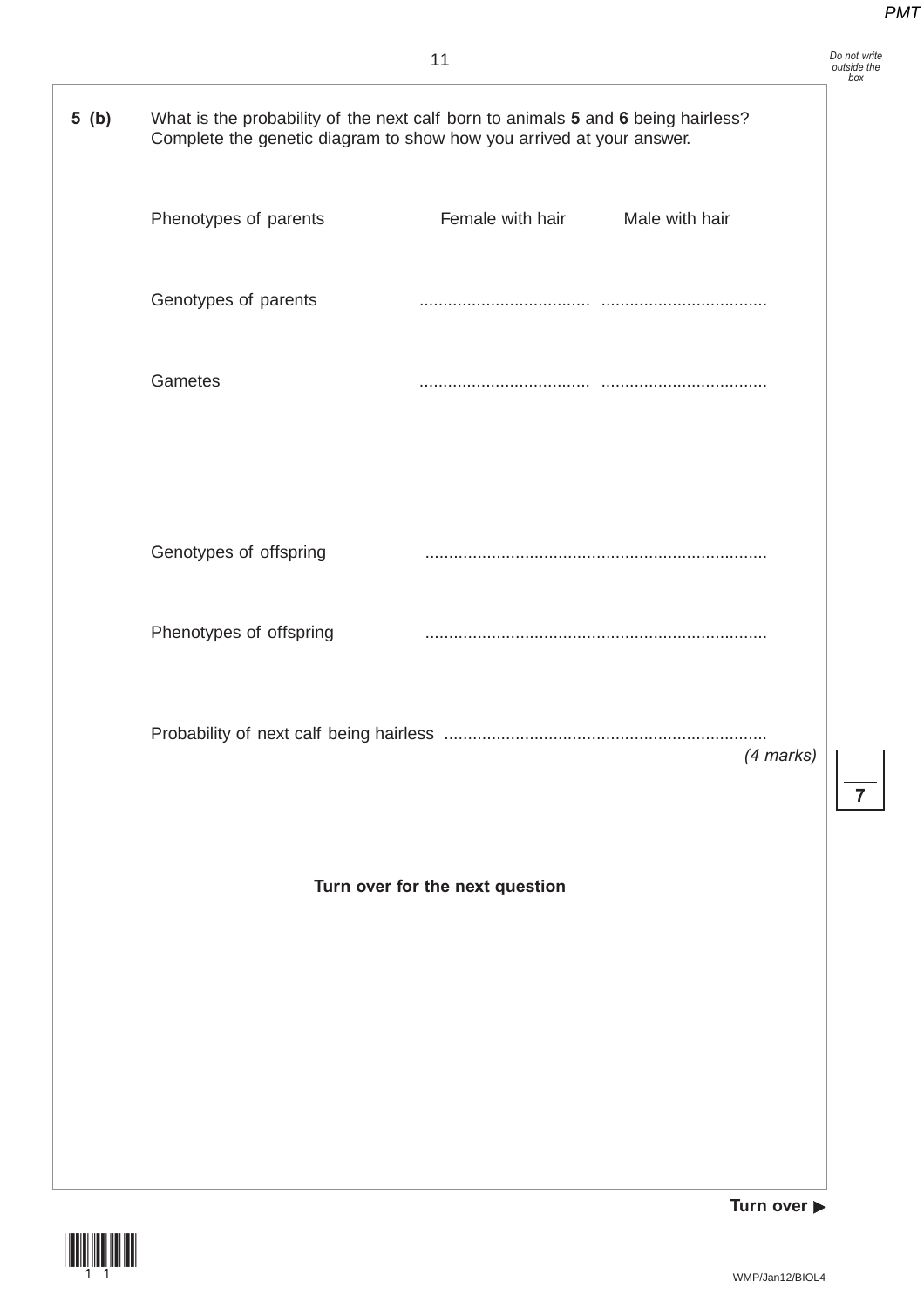**5 (b)** What is the probability of the next calf born to animals **5** and **6** being hairless?
Complete the genetic diagram to show how you arrived at your answer.

Phenotypes of parents Female with hair Male with hair

Genotypes of parents .................................... ..................................

Gametes .................................... ..................................

Genotypes of offspring .......................................................................

Phenotypes of offspring .......................................................................

Probability of next calf being hairless ...................................................................

*(4 marks)*

**Turn over for the next question**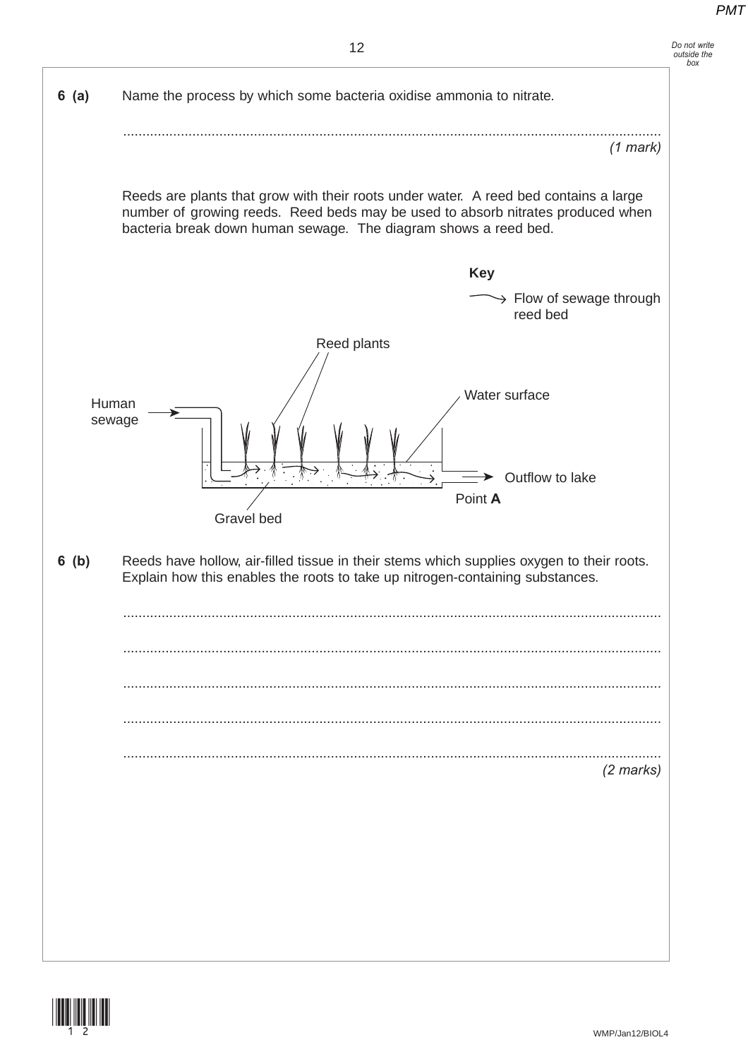**6 (a)** Name the process by which some bacteria oxidise ammonia to nitrate.

..........................................................................................................................................

*(1 mark)*

Reeds are plants that grow with their roots under water. A reed bed contains a large number of growing reeds. Reed beds may be used to absorb nitrates produced when bacteria break down human sewage. The diagram shows a reed bed.

**Key**

→ Flow of sewage through reed bed

Reed plants

Human sewage

Water surface

Outflow to lake

Point **A**

Gravel bed

**6 (b)** Reeds have hollow, air-filled tissue in their stems which supplies oxygen to their roots. Explain how this enables the roots to take up nitrogen-containing substances.

..........................................................................................................................................

..........................................................................................................................................

..........................................................................................................................................

..........................................................................................................................................

..........................................................................................................................................

*(2 marks)*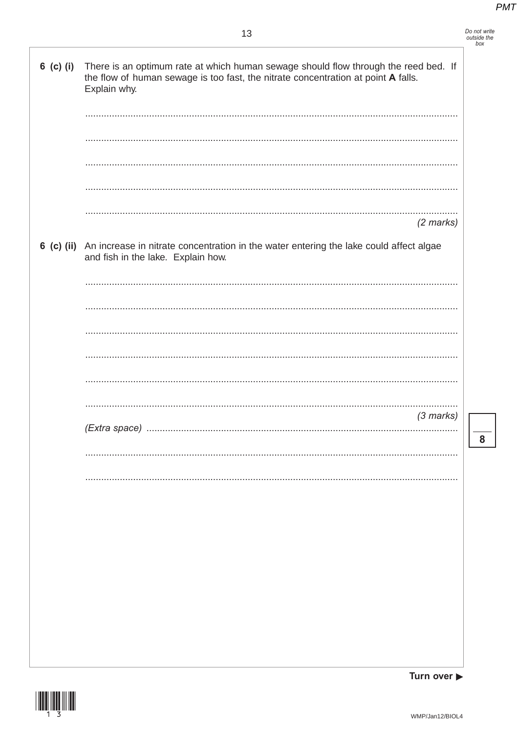**6 (c) (i)** There is an optimum rate at which human sewage should flow through the reed bed. If the flow of human sewage is too fast, the nitrate concentration at point **A** falls. Explain why.

.............................................................................................................................................

.............................................................................................................................................

.............................................................................................................................................

.............................................................................................................................................

.............................................................................................................................................

*(2 marks)*

**6 (c) (ii)** An increase in nitrate concentration in the water entering the lake could affect algae and fish in the lake. Explain how.

.............................................................................................................................................

.............................................................................................................................................

.............................................................................................................................................

.............................................................................................................................................

.............................................................................................................................................

.............................................................................................................................................

*(3 marks)*

*(Extra space)* .............................................................................................................................

.............................................................................................................................................

.............................................................................................................................................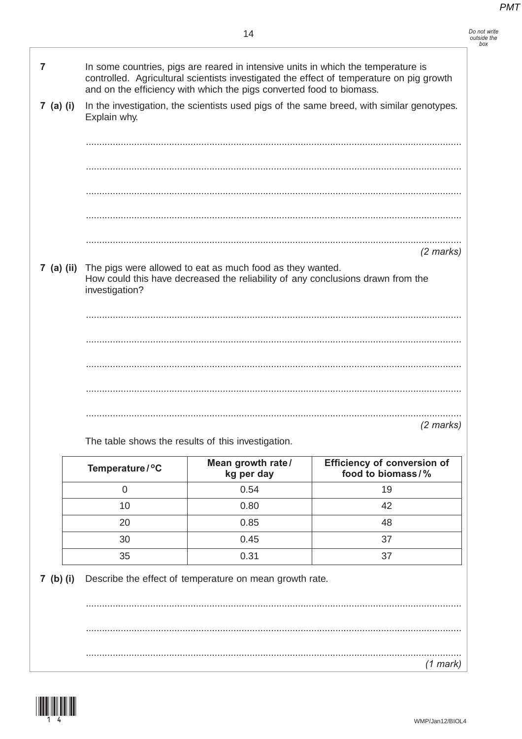**7** In some countries, pigs are reared in intensive units in which the temperature is controlled. Agricultural scientists investigated the effect of temperature on pig growth and on the efficiency with which the pigs converted food to biomass.

**7 (a) (i)** In the investigation, the scientists used pigs of the same breed, with similar genotypes. Explain why.

.............................................................................................................................................

.............................................................................................................................................

.............................................................................................................................................

.............................................................................................................................................

.............................................................................................................................................

*(2 marks)*

**7 (a) (ii)** The pigs were allowed to eat as much food as they wanted.
How could this have decreased the reliability of any conclusions drawn from the investigation?

.............................................................................................................................................

.............................................................................................................................................

.............................................................................................................................................

.............................................................................................................................................

.............................................................................................................................................

*(2 marks)*

The table shows the results of this investigation.

| Temperature / °C | Mean growth rate / kg per day | Efficiency of conversion of food to biomass / % |
|---|---|---|
| 0 | 0.54 | 19 |
| 10 | 0.80 | 42 |
| 20 | 0.85 | 48 |
| 30 | 0.45 | 37 |
| 35 | 0.31 | 37 |

**7 (b) (i)** Describe the effect of temperature on mean growth rate.

.............................................................................................................................................

.............................................................................................................................................

.............................................................................................................................................

*(1 mark)*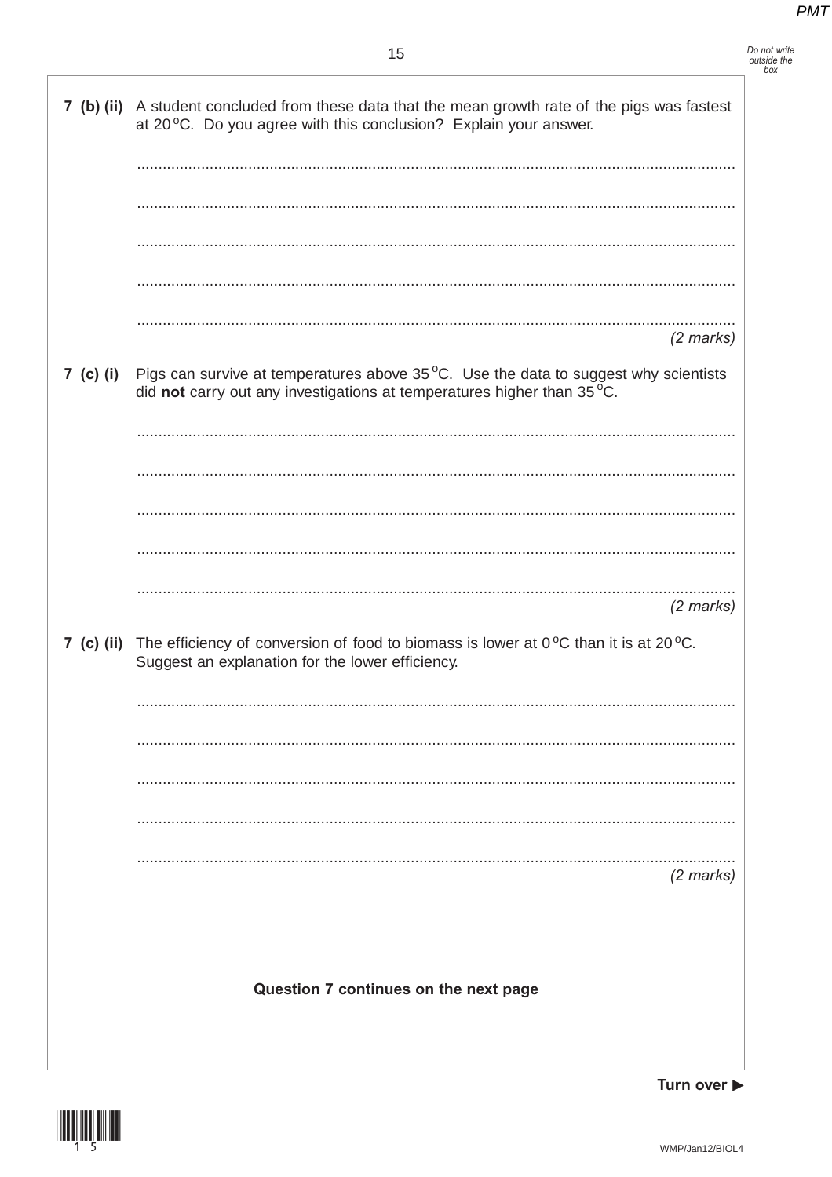**7 (b) (ii)** A student concluded from these data that the mean growth rate of the pigs was fastest at 20 °C. Do you agree with this conclusion? Explain your answer.

.............................................................................................................................................

.............................................................................................................................................

.............................................................................................................................................

.............................................................................................................................................

.............................................................................................................................................

*(2 marks)*

**7 (c) (i)** Pigs can survive at temperatures above 35 °C. Use the data to suggest why scientists did **not** carry out any investigations at temperatures higher than 35 °C.

.............................................................................................................................................

.............................................................................................................................................

.............................................................................................................................................

.............................................................................................................................................

.............................................................................................................................................

*(2 marks)*

**7 (c) (ii)** The efficiency of conversion of food to biomass is lower at 0 °C than it is at 20 °C. Suggest an explanation for the lower efficiency.

.............................................................................................................................................

.............................................................................................................................................

.............................................................................................................................................

.............................................................................................................................................

.............................................................................................................................................

*(2 marks)*

**Question 7 continues on the next page**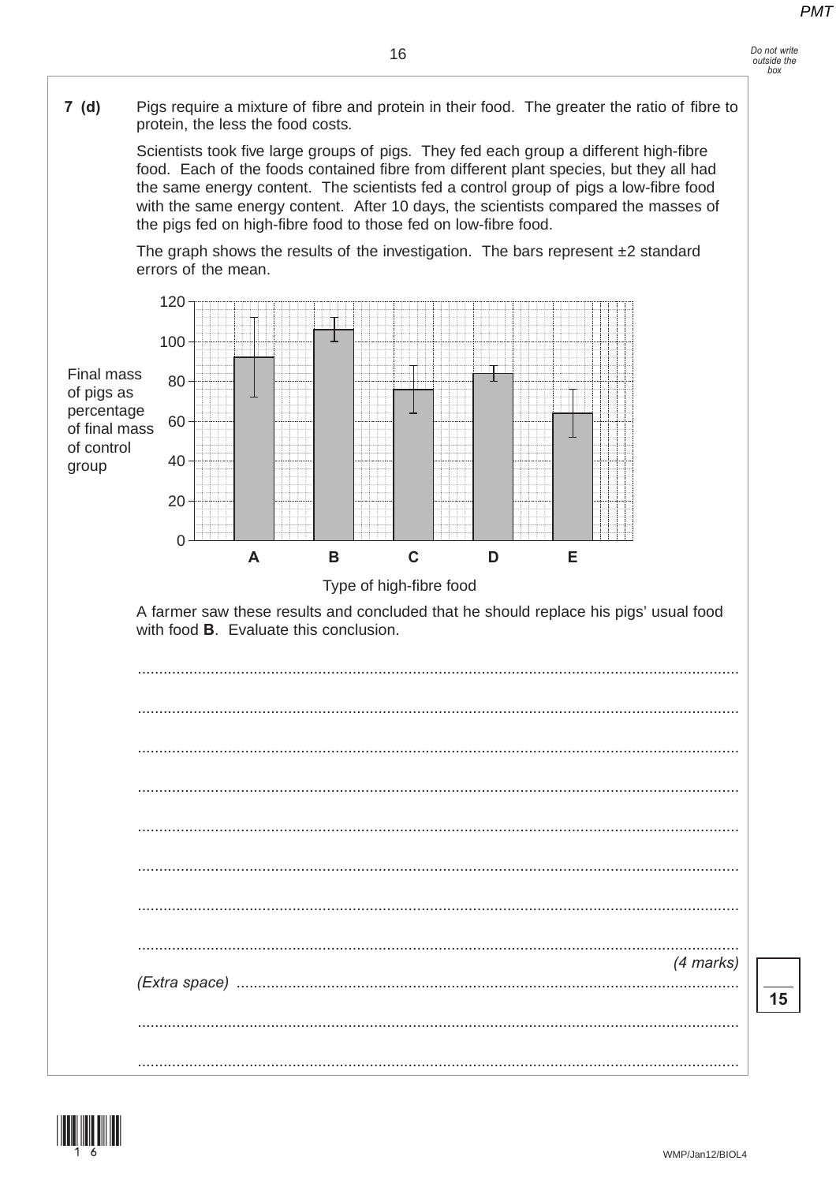**7 (d)** Pigs require a mixture of fibre and protein in their food. The greater the ratio of fibre to protein, the less the food costs.

Scientists took five large groups of pigs. They fed each group a different high-fibre food. Each of the foods contained fibre from different plant species, but they all had the same energy content. The scientists fed a control group of pigs a low-fibre food with the same energy content. After 10 days, the scientists compared the masses of the pigs fed on high-fibre food to those fed on low-fibre food.

The graph shows the results of the investigation. The bars represent ±2 standard errors of the mean.

Final mass of pigs as percentage of final mass of control group

Type of high-fibre food

A farmer saw these results and concluded that he should replace his pigs' usual food with food **B**. Evaluate this conclusion.

.......................................................................................................................................

.......................................................................................................................................

.......................................................................................................................................

.......................................................................................................................................

.......................................................................................................................................

.......................................................................................................................................

.......................................................................................................................................

.......................................................................................................................................

*(4 marks)*

*(Extra space)* ..........................................................................................................

.......................................................................................................................................

.......................................................................................................................................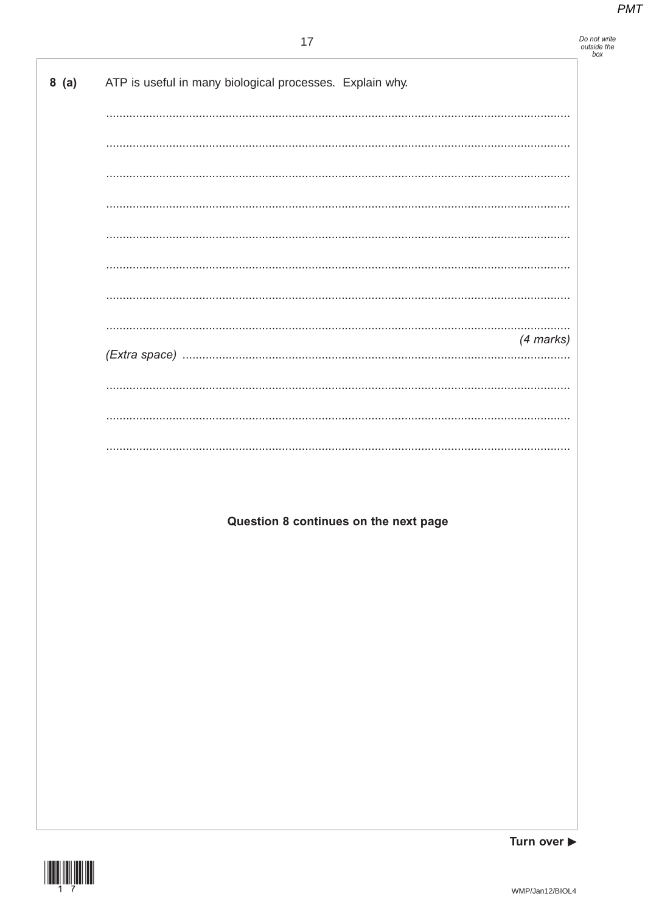**8 (a)** ATP is useful in many biological processes. Explain why.

.............................................................................................................................................

.............................................................................................................................................

.............................................................................................................................................

.............................................................................................................................................

.............................................................................................................................................

.............................................................................................................................................

.............................................................................................................................................

.............................................................................................................................................

*(4 marks)*

*(Extra space)* ...............................................................................................................

.............................................................................................................................................

.............................................................................................................................................

.............................................................................................................................................

**Question 8 continues on the next page**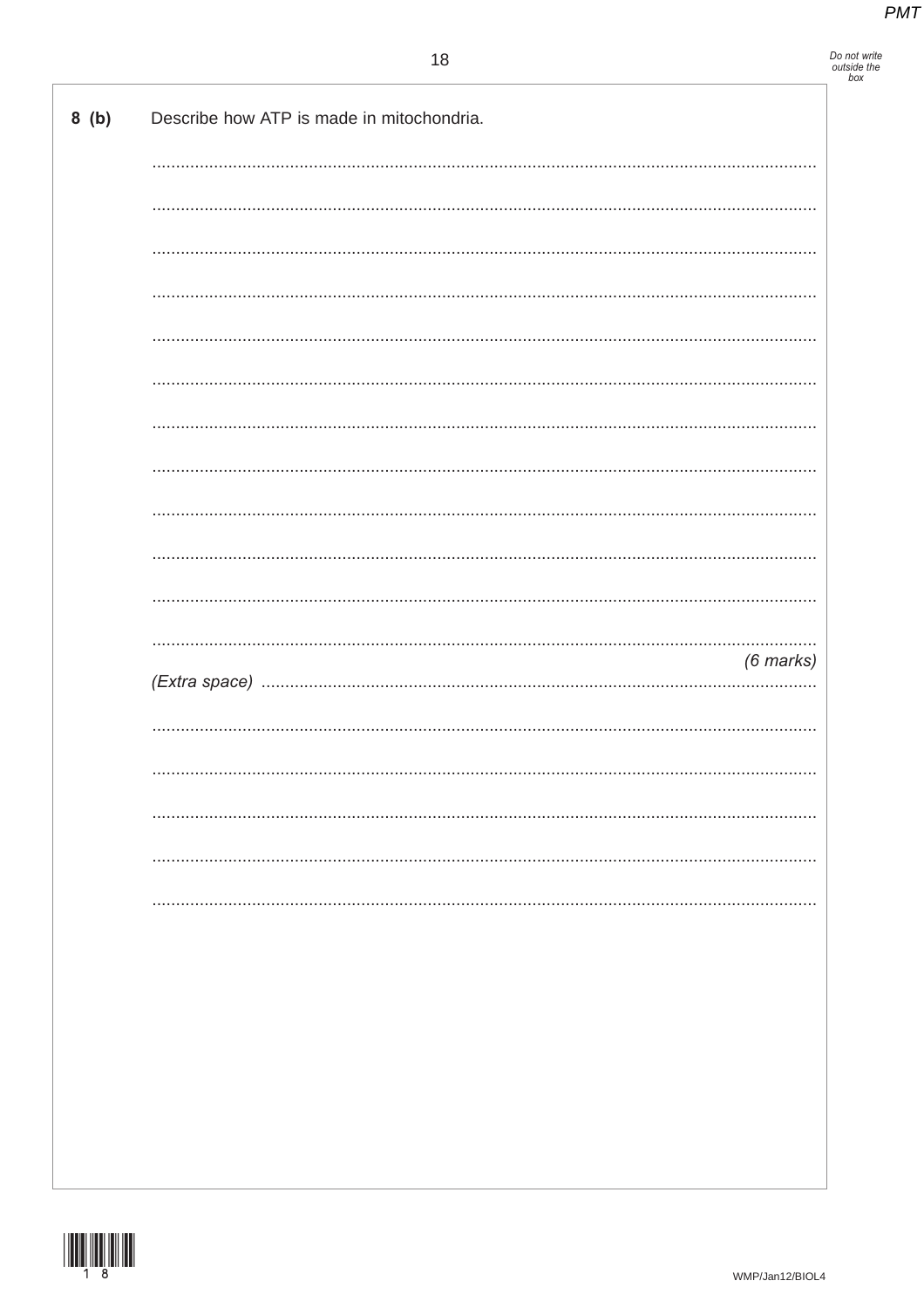**8 (b)** Describe how ATP is made in mitochondria.

*(6 marks)*

*(Extra space)*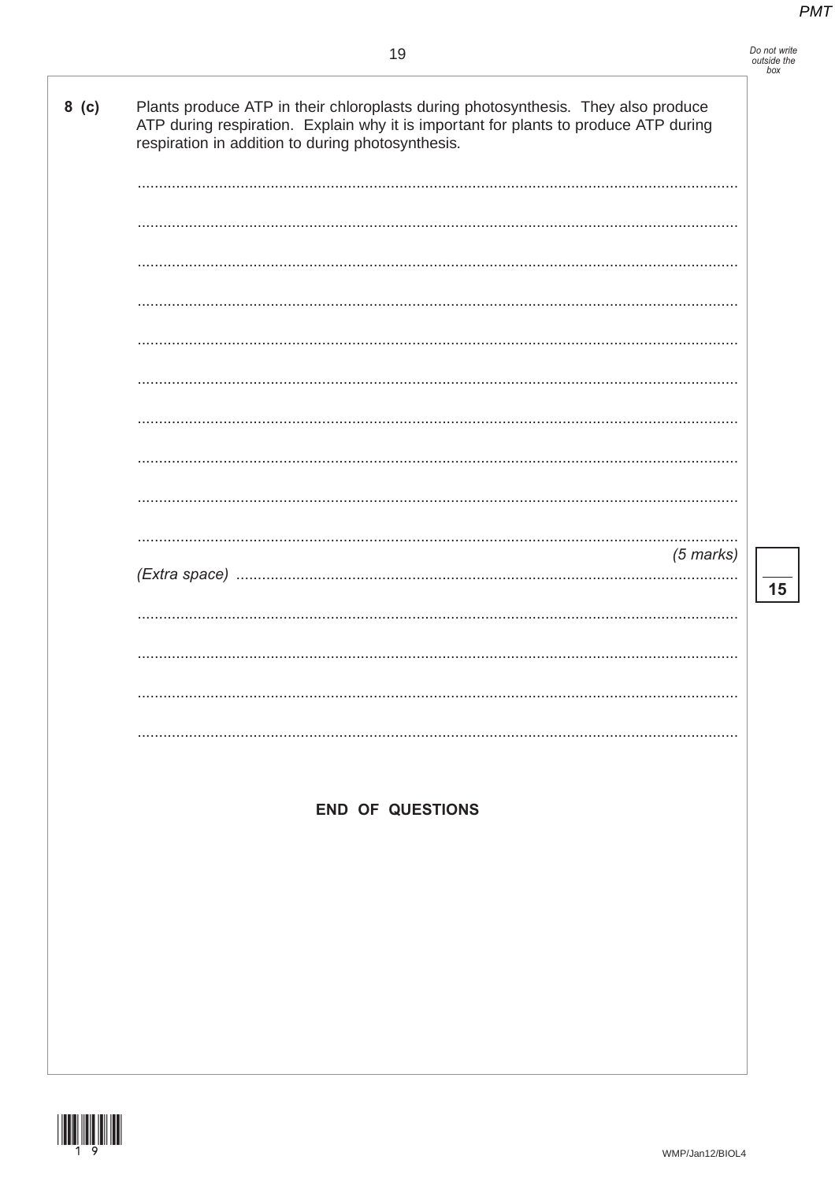**8 (c)** Plants produce ATP in their chloroplasts during photosynthesis. They also produce ATP during respiration. Explain why it is important for plants to produce ATP during respiration in addition to during photosynthesis.

.......................................................................................................................................

.......................................................................................................................................

.......................................................................................................................................

.......................................................................................................................................

.......................................................................................................................................

.......................................................................................................................................

.......................................................................................................................................

.......................................................................................................................................

.......................................................................................................................................

.......................................................................................................................................

*(5 marks)*

*(Extra space)* ......................................................................................................................

.......................................................................................................................................

.......................................................................................................................................

.......................................................................................................................................

.......................................................................................................................................

15

**END OF QUESTIONS**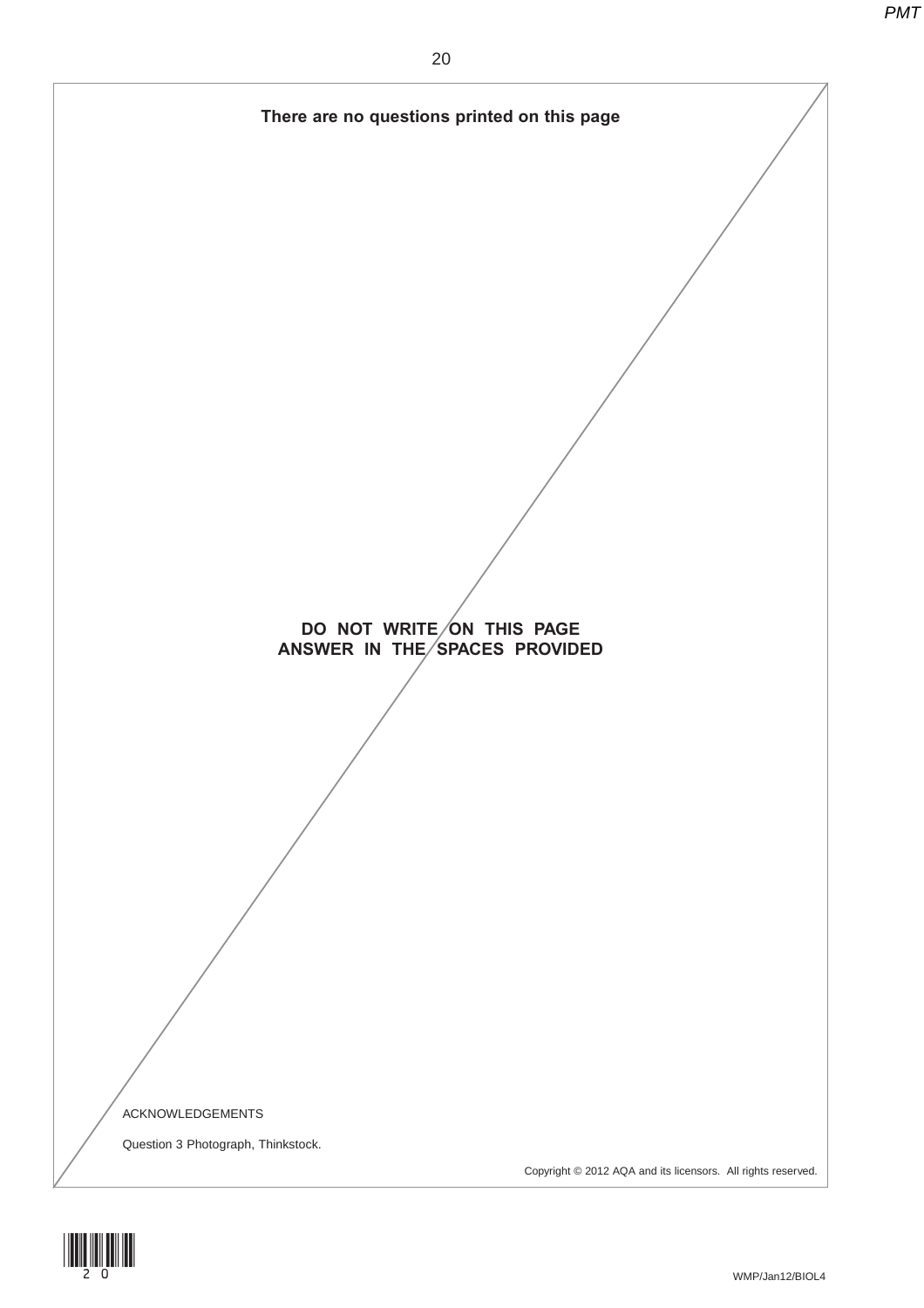**There are no questions printed on this page**

**DO NOT WRITE ON THIS PAGE**
**ANSWER IN THE SPACES PROVIDED**

ACKNOWLEDGEMENTS

Question 3 Photograph, Thinkstock.

Copyright © 2012 AQA and its licensors. All rights reserved.